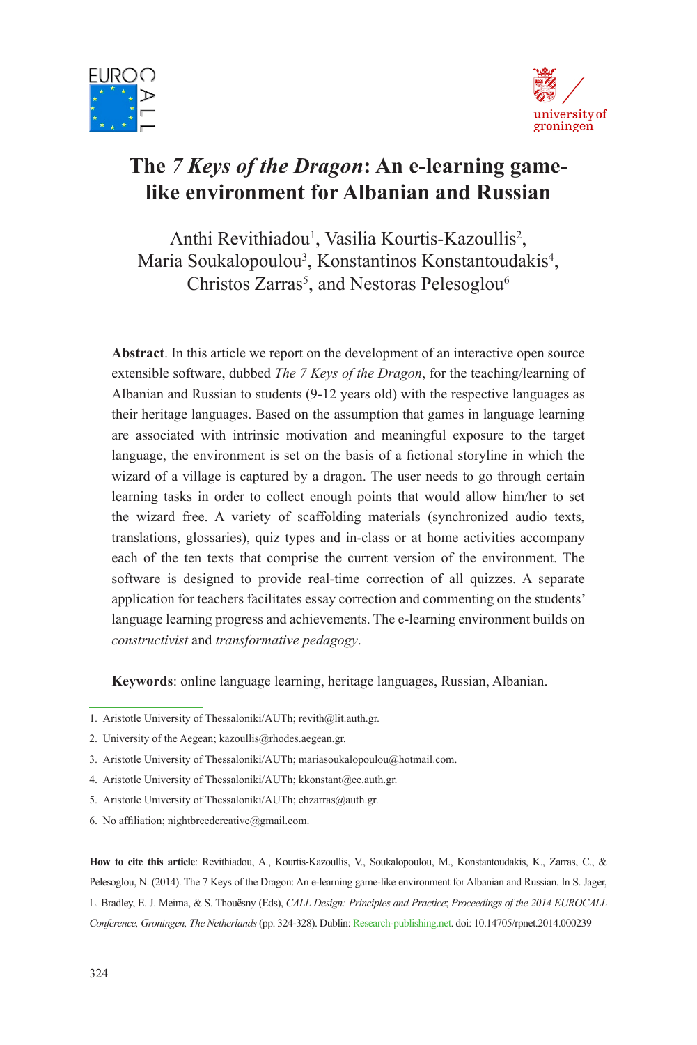# The *7 Keys of the Dragon*: An e-learning game-like environment for Albanian and Russian

Anthi Revithiadou[1], Vasilia Kourtis-Kazoullis[2], Maria Soukalopoulou[3], Konstantinos Konstantoudakis[4], Christos Zarras[5], and Nestoras Pelesoglou[6]

**Abstract**. In this article we report on the development of an interactive open source extensible software, dubbed *The 7 Keys of the Dragon*, for the teaching/learning of Albanian and Russian to students (9-12 years old) with the respective languages as their heritage languages. Based on the assumption that games in language learning are associated with intrinsic motivation and meaningful exposure to the target language, the environment is set on the basis of a fictional storyline in which the wizard of a village is captured by a dragon. The user needs to go through certain learning tasks in order to collect enough points that would allow him/her to set the wizard free. A variety of scaffolding materials (synchronized audio texts, translations, glossaries), quiz types and in-class or at home activities accompany each of the ten texts that comprise the current version of the environment. The software is designed to provide real-time correction of all quizzes. A separate application for teachers facilitates essay correction and commenting on the students' language learning progress and achievements. The e-learning environment builds on *constructivist* and *transformative pedagogy*.

**Keywords**: online language learning, heritage languages, Russian, Albanian.

1. Aristotle University of Thessaloniki/AUTh; revith@lit.auth.gr.
2. University of the Aegean; kazoullis@rhodes.aegean.gr.
3. Aristotle University of Thessaloniki/AUTh; mariasoukalopoulou@hotmail.com.
4. Aristotle University of Thessaloniki/AUTh; kkonstant@ee.auth.gr.
5. Aristotle University of Thessaloniki/AUTh; chzarras@auth.gr.
6. No affiliation; nightbreedcreative@gmail.com.

**How to cite this article**: Revithiadou, A., Kourtis-Kazoullis, V., Soukalopoulou, M., Konstantoudakis, K., Zarras, C., & Pelesoglou, N. (2014). The 7 Keys of the Dragon: An e-learning game-like environment for Albanian and Russian. In S. Jager, L. Bradley, E. J. Meima, & S. Thouësny (Eds), *CALL Design: Principles and Practice*; *Proceedings of the 2014 EUROCALL Conference, Groningen, The Netherlands* (pp. 324-328). Dublin: Research-publishing.net. doi: 10.14705/rpnet.2014.000239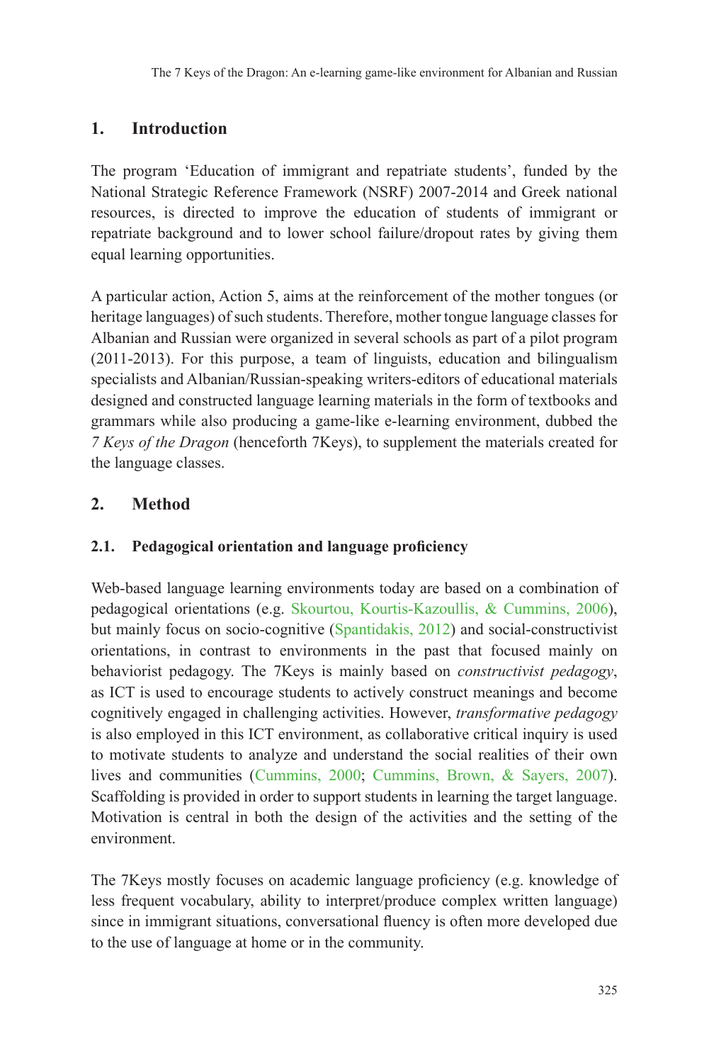## 1. Introduction

The program 'Education of immigrant and repatriate students', funded by the National Strategic Reference Framework (NSRF) 2007-2014 and Greek national resources, is directed to improve the education of students of immigrant or repatriate background and to lower school failure/dropout rates by giving them equal learning opportunities.

A particular action, Action 5, aims at the reinforcement of the mother tongues (or heritage languages) of such students. Therefore, mother tongue language classes for Albanian and Russian were organized in several schools as part of a pilot program (2011-2013). For this purpose, a team of linguists, education and bilingualism specialists and Albanian/Russian-speaking writers-editors of educational materials designed and constructed language learning materials in the form of textbooks and grammars while also producing a game-like e-learning environment, dubbed the *7 Keys of the Dragon* (henceforth 7Keys), to supplement the materials created for the language classes.

## 2. Method

### 2.1. Pedagogical orientation and language proficiency

Web-based language learning environments today are based on a combination of pedagogical orientations (e.g. Skourtou, Kourtis-Kazoullis, & Cummins, 2006), but mainly focus on socio-cognitive (Spantidakis, 2012) and social-constructivist orientations, in contrast to environments in the past that focused mainly on behaviorist pedagogy. The 7Keys is mainly based on *constructivist pedagogy*, as ICT is used to encourage students to actively construct meanings and become cognitively engaged in challenging activities. However, *transformative pedagogy* is also employed in this ICT environment, as collaborative critical inquiry is used to motivate students to analyze and understand the social realities of their own lives and communities (Cummins, 2000; Cummins, Brown, & Sayers, 2007). Scaffolding is provided in order to support students in learning the target language. Motivation is central in both the design of the activities and the setting of the environment.

The 7Keys mostly focuses on academic language proficiency (e.g. knowledge of less frequent vocabulary, ability to interpret/produce complex written language) since in immigrant situations, conversational fluency is often more developed due to the use of language at home or in the community.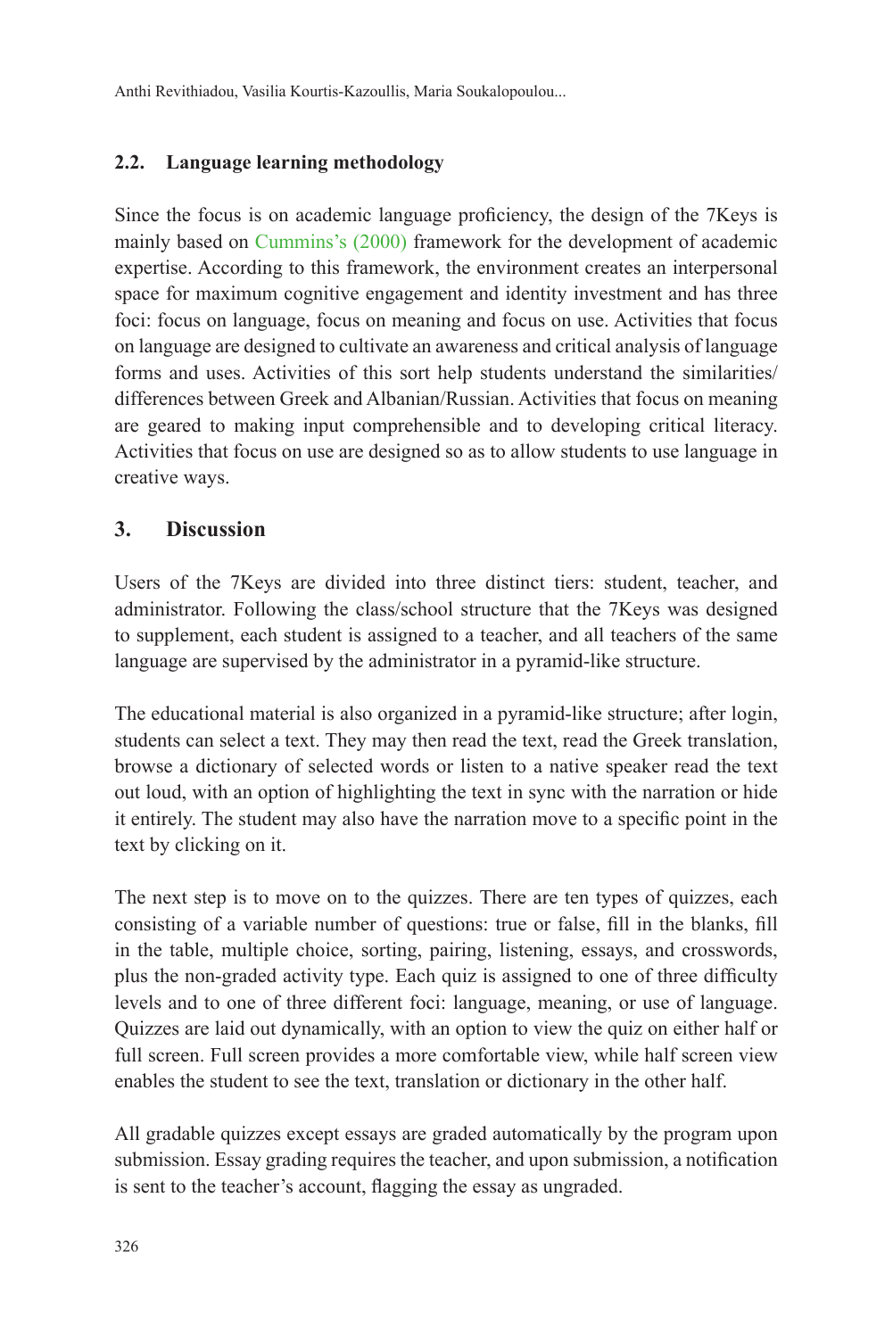### 2.2. Language learning methodology

Since the focus is on academic language proficiency, the design of the 7Keys is mainly based on Cummins's (2000) framework for the development of academic expertise. According to this framework, the environment creates an interpersonal space for maximum cognitive engagement and identity investment and has three foci: focus on language, focus on meaning and focus on use. Activities that focus on language are designed to cultivate an awareness and critical analysis of language forms and uses. Activities of this sort help students understand the similarities/differences between Greek and Albanian/Russian. Activities that focus on meaning are geared to making input comprehensible and to developing critical literacy. Activities that focus on use are designed so as to allow students to use language in creative ways.

## 3. Discussion

Users of the 7Keys are divided into three distinct tiers: student, teacher, and administrator. Following the class/school structure that the 7Keys was designed to supplement, each student is assigned to a teacher, and all teachers of the same language are supervised by the administrator in a pyramid-like structure.

The educational material is also organized in a pyramid-like structure; after login, students can select a text. They may then read the text, read the Greek translation, browse a dictionary of selected words or listen to a native speaker read the text out loud, with an option of highlighting the text in sync with the narration or hide it entirely. The student may also have the narration move to a specific point in the text by clicking on it.

The next step is to move on to the quizzes. There are ten types of quizzes, each consisting of a variable number of questions: true or false, fill in the blanks, fill in the table, multiple choice, sorting, pairing, listening, essays, and crosswords, plus the non-graded activity type. Each quiz is assigned to one of three difficulty levels and to one of three different foci: language, meaning, or use of language. Quizzes are laid out dynamically, with an option to view the quiz on either half or full screen. Full screen provides a more comfortable view, while half screen view enables the student to see the text, translation or dictionary in the other half.

All gradable quizzes except essays are graded automatically by the program upon submission. Essay grading requires the teacher, and upon submission, a notification is sent to the teacher's account, flagging the essay as ungraded.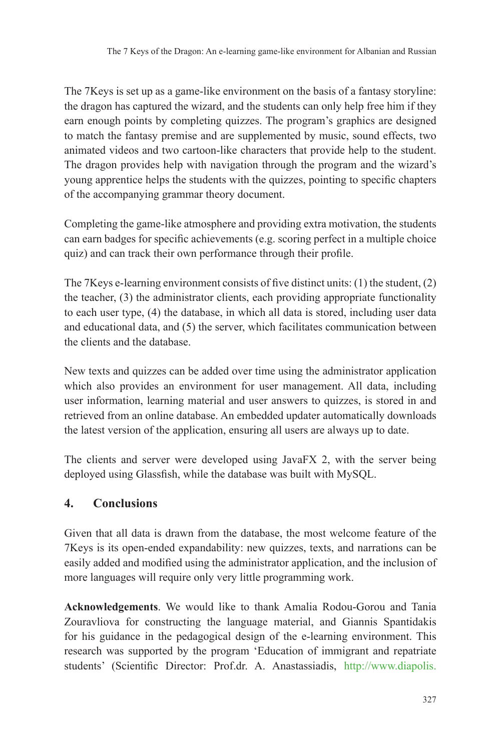The 7Keys is set up as a game-like environment on the basis of a fantasy storyline: the dragon has captured the wizard, and the students can only help free him if they earn enough points by completing quizzes. The program's graphics are designed to match the fantasy premise and are supplemented by music, sound effects, two animated videos and two cartoon-like characters that provide help to the student. The dragon provides help with navigation through the program and the wizard's young apprentice helps the students with the quizzes, pointing to specific chapters of the accompanying grammar theory document.

Completing the game-like atmosphere and providing extra motivation, the students can earn badges for specific achievements (e.g. scoring perfect in a multiple choice quiz) and can track their own performance through their profile.

The 7Keys e-learning environment consists of five distinct units: (1) the student, (2) the teacher, (3) the administrator clients, each providing appropriate functionality to each user type, (4) the database, in which all data is stored, including user data and educational data, and (5) the server, which facilitates communication between the clients and the database.

New texts and quizzes can be added over time using the administrator application which also provides an environment for user management. All data, including user information, learning material and user answers to quizzes, is stored in and retrieved from an online database. An embedded updater automatically downloads the latest version of the application, ensuring all users are always up to date.

The clients and server were developed using JavaFX 2, with the server being deployed using Glassfish, while the database was built with MySQL.

## 4. Conclusions

Given that all data is drawn from the database, the most welcome feature of the 7Keys is its open-ended expandability: new quizzes, texts, and narrations can be easily added and modified using the administrator application, and the inclusion of more languages will require only very little programming work.

**Acknowledgements**. We would like to thank Amalia Rodou-Gorou and Tania Zouravliova for constructing the language material, and Giannis Spantidakis for his guidance in the pedagogical design of the e-learning environment. This research was supported by the program 'Education of immigrant and repatriate students' (Scientific Director: Prof.dr. A. Anastassiadis, http://www.diapolis.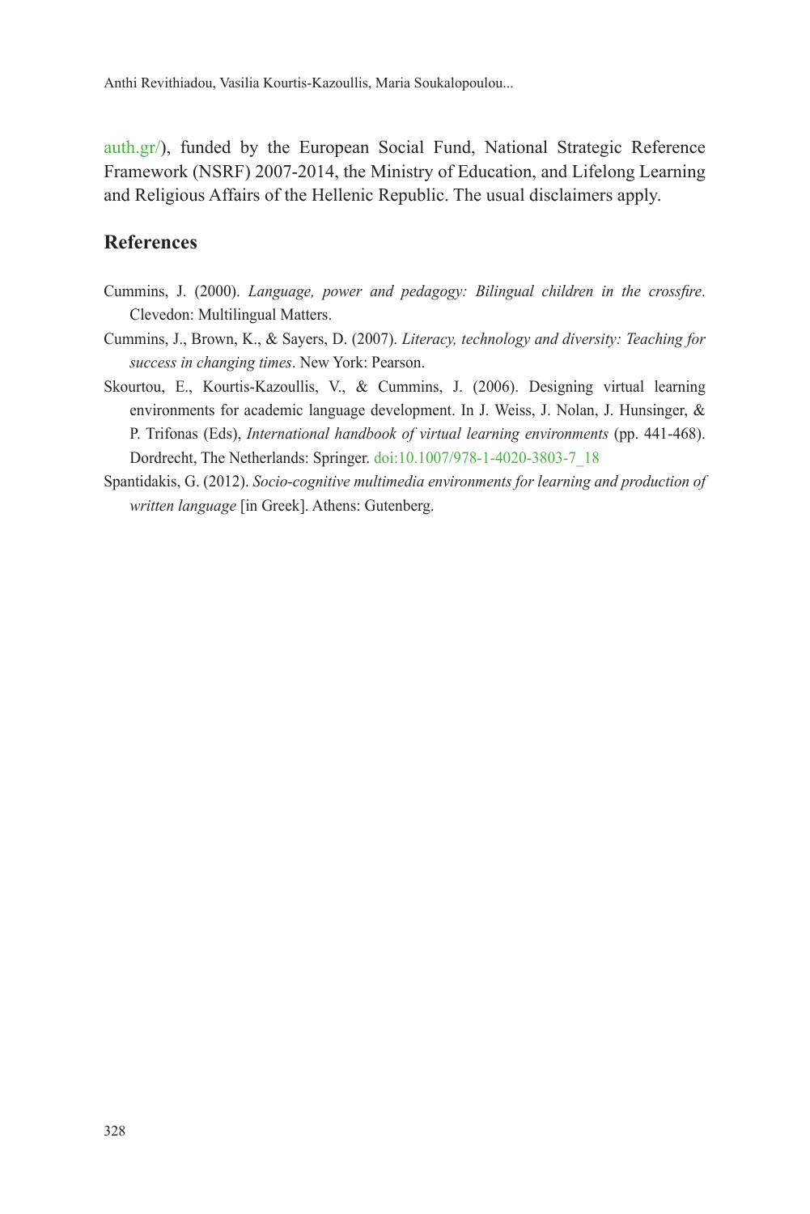auth.gr/), funded by the European Social Fund, National Strategic Reference Framework (NSRF) 2007-2014, the Ministry of Education, and Lifelong Learning and Religious Affairs of the Hellenic Republic. The usual disclaimers apply.

## References

Cummins, J. (2000). *Language, power and pedagogy: Bilingual children in the crossfire*. Clevedon: Multilingual Matters.

Cummins, J., Brown, K., & Sayers, D. (2007). *Literacy, technology and diversity: Teaching for success in changing times*. New York: Pearson.

Skourtou, E., Kourtis-Kazoullis, V., & Cummins, J. (2006). Designing virtual learning environments for academic language development. In J. Weiss, J. Nolan, J. Hunsinger, & P. Trifonas (Eds), *International handbook of virtual learning environments* (pp. 441-468). Dordrecht, The Netherlands: Springer. doi:10.1007/978-1-4020-3803-7_18

Spantidakis, G. (2012). *Socio-cognitive multimedia environments for learning and production of written language* [in Greek]. Athens: Gutenberg.